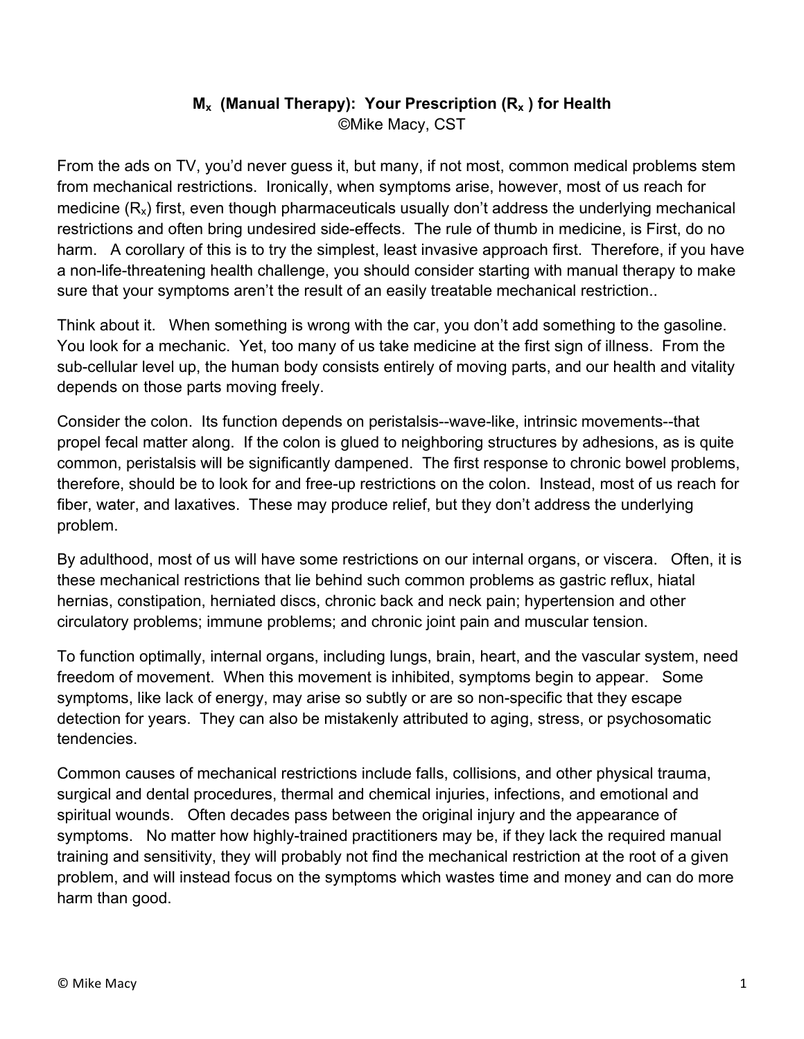# $M_x$ (Manual Therapy): Your Prescription ($R_x$) for Health

©Mike Macy, CST

From the ads on TV, you'd never guess it, but many, if not most, common medical problems stem from mechanical restrictions. Ironically, when symptoms arise, however, most of us reach for medicine ($R_x$) first, even though pharmaceuticals usually don't address the underlying mechanical restrictions and often bring undesired side-effects. The rule of thumb in medicine, is First, do no harm. A corollary of this is to try the simplest, least invasive approach first. Therefore, if you have a non-life-threatening health challenge, you should consider starting with manual therapy to make sure that your symptoms aren't the result of an easily treatable mechanical restriction..

Think about it. When something is wrong with the car, you don't add something to the gasoline. You look for a mechanic. Yet, too many of us take medicine at the first sign of illness. From the sub-cellular level up, the human body consists entirely of moving parts, and our health and vitality depends on those parts moving freely.

Consider the colon. Its function depends on peristalsis--wave-like, intrinsic movements--that propel fecal matter along. If the colon is glued to neighboring structures by adhesions, as is quite common, peristalsis will be significantly dampened. The first response to chronic bowel problems, therefore, should be to look for and free-up restrictions on the colon. Instead, most of us reach for fiber, water, and laxatives. These may produce relief, but they don't address the underlying problem.

By adulthood, most of us will have some restrictions on our internal organs, or viscera. Often, it is these mechanical restrictions that lie behind such common problems as gastric reflux, hiatal hernias, constipation, herniated discs, chronic back and neck pain; hypertension and other circulatory problems; immune problems; and chronic joint pain and muscular tension.

To function optimally, internal organs, including lungs, brain, heart, and the vascular system, need freedom of movement. When this movement is inhibited, symptoms begin to appear. Some symptoms, like lack of energy, may arise so subtly or are so non-specific that they escape detection for years. They can also be mistakenly attributed to aging, stress, or psychosomatic tendencies.

Common causes of mechanical restrictions include falls, collisions, and other physical trauma, surgical and dental procedures, thermal and chemical injuries, infections, and emotional and spiritual wounds. Often decades pass between the original injury and the appearance of symptoms. No matter how highly-trained practitioners may be, if they lack the required manual training and sensitivity, they will probably not find the mechanical restriction at the root of a given problem, and will instead focus on the symptoms which wastes time and money and can do more harm than good.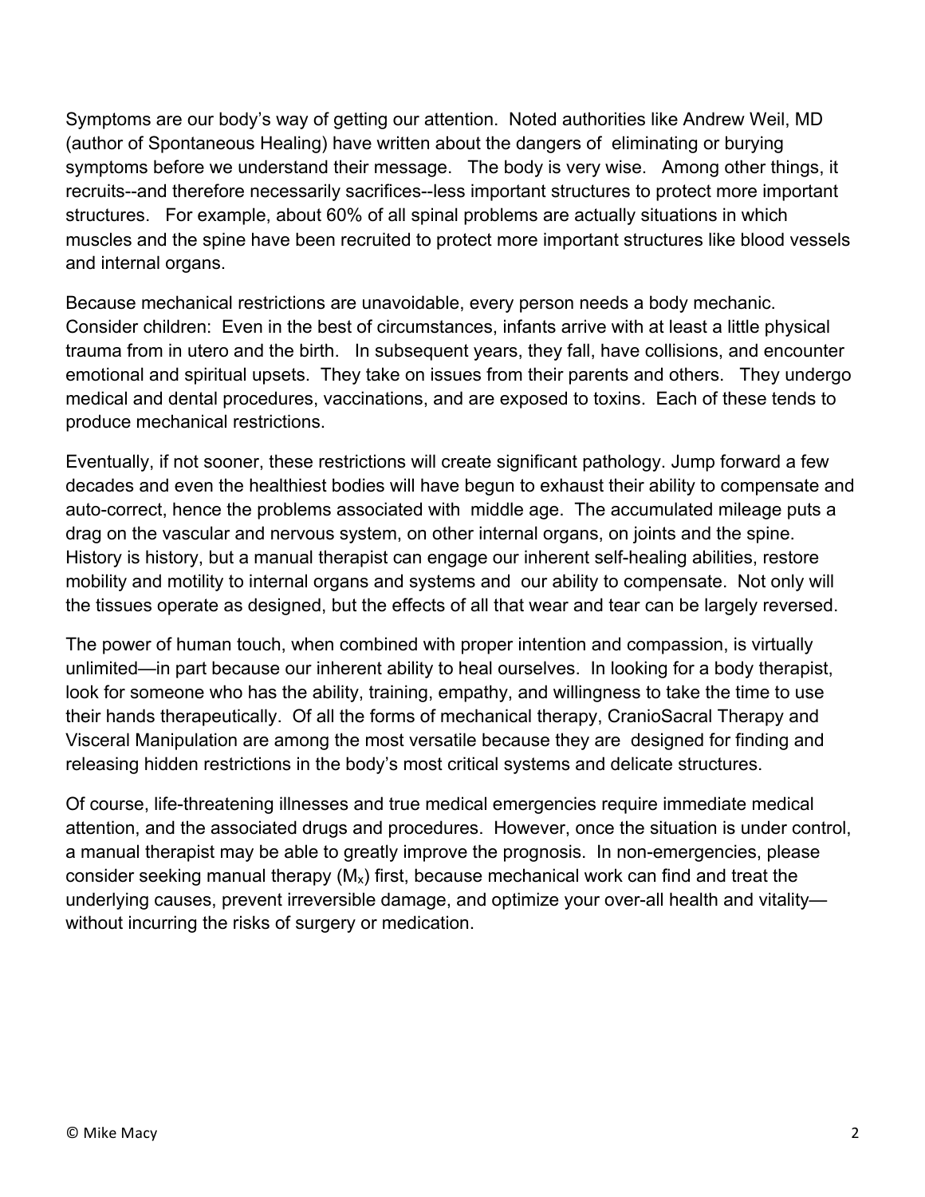Symptoms are our body's way of getting our attention. Noted authorities like Andrew Weil, MD (author of Spontaneous Healing) have written about the dangers of eliminating or burying symptoms before we understand their message. The body is very wise. Among other things, it recruits--and therefore necessarily sacrifices--less important structures to protect more important structures. For example, about 60% of all spinal problems are actually situations in which muscles and the spine have been recruited to protect more important structures like blood vessels and internal organs.

Because mechanical restrictions are unavoidable, every person needs a body mechanic. Consider children: Even in the best of circumstances, infants arrive with at least a little physical trauma from in utero and the birth. In subsequent years, they fall, have collisions, and encounter emotional and spiritual upsets. They take on issues from their parents and others. They undergo medical and dental procedures, vaccinations, and are exposed to toxins. Each of these tends to produce mechanical restrictions.

Eventually, if not sooner, these restrictions will create significant pathology. Jump forward a few decades and even the healthiest bodies will have begun to exhaust their ability to compensate and auto-correct, hence the problems associated with middle age. The accumulated mileage puts a drag on the vascular and nervous system, on other internal organs, on joints and the spine. History is history, but a manual therapist can engage our inherent self-healing abilities, restore mobility and motility to internal organs and systems and our ability to compensate. Not only will the tissues operate as designed, but the effects of all that wear and tear can be largely reversed.

The power of human touch, when combined with proper intention and compassion, is virtually unlimited—in part because our inherent ability to heal ourselves. In looking for a body therapist, look for someone who has the ability, training, empathy, and willingness to take the time to use their hands therapeutically. Of all the forms of mechanical therapy, CranioSacral Therapy and Visceral Manipulation are among the most versatile because they are designed for finding and releasing hidden restrictions in the body's most critical systems and delicate structures.

Of course, life-threatening illnesses and true medical emergencies require immediate medical attention, and the associated drugs and procedures. However, once the situation is under control, a manual therapist may be able to greatly improve the prognosis. In non-emergencies, please consider seeking manual therapy ($M_x$) first, because mechanical work can find and treat the underlying causes, prevent irreversible damage, and optimize your over-all health and vitality—without incurring the risks of surgery or medication.

© Mike Macy